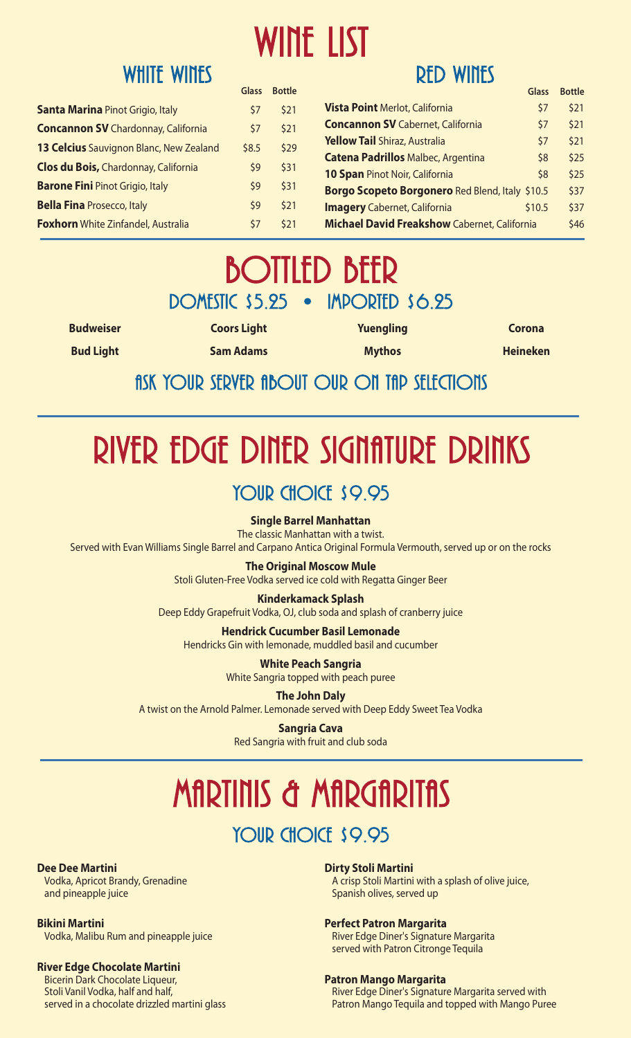# WINE LIST

## WHITE WINES

| | Glass | Bottle |
|---|---|---|
| **Santa Marina** Pinot Grigio, Italy | $7 | $21 |
| **Concannon SV** Chardonnay, California | $7 | $21 |
| **13 Celcius** Sauvignon Blanc, New Zealand | $8.5 | $29 |
| **Clos du Bois,** Chardonnay, California | $9 | $31 |
| **Barone Fini** Pinot Grigio, Italy | $9 | $31 |
| **Bella Fina** Prosecco, Italy | $9 | $21 |
| **Foxhorn** White Zinfandel, Australia | $7 | $21 |

## RED WINES

| | Glass | Bottle |
|---|---|---|
| **Vista Point** Merlot, California | $7 | $21 |
| **Concannon SV** Cabernet, California | $7 | $21 |
| **Yellow Tail** Shiraz, Australia | $7 | $21 |
| **Catena Padrillos** Malbec, Argentina | $8 | $25 |
| **10 Span** Pinot Noir, California | $8 | $25 |
| **Borgo Scopeto Borgonero** Red Blend, Italy | $10.5 | $37 |
| **Imagery** Cabernet, California | $10.5 | $37 |
| **Michael David Freakshow** Cabernet, California | | $46 |

# BOTTLED BEER

## DOMESTIC $5.25 • IMPORTED $6.25

**Budweiser**
**Bud Light**
**Coors Light**
**Sam Adams**
**Yuengling**
**Mythos**
**Corona**
**Heineken**

### ASK YOUR SERVER ABOUT OUR ON TAP SELECTIONS

# RIVER EDGE DINER SIGNATURE DRINKS

## YOUR CHOICE $9.95

**Single Barrel Manhattan**
The classic Manhattan with a twist.
Served with Evan Williams Single Barrel and Carpano Antica Original Formula Vermouth, served up or on the rocks

**The Original Moscow Mule**
Stoli Gluten-Free Vodka served ice cold with Regatta Ginger Beer

**Kinderkamack Splash**
Deep Eddy Grapefruit Vodka, OJ, club soda and splash of cranberry juice

**Hendrick Cucumber Basil Lemonade**
Hendricks Gin with lemonade, muddled basil and cucumber

**White Peach Sangria**
White Sangria topped with peach puree

**The John Daly**
A twist on the Arnold Palmer. Lemonade served with Deep Eddy Sweet Tea Vodka

**Sangria Cava**
Red Sangria with fruit and club soda

# MARTINIS & MARGARITAS

## YOUR CHOICE $9.95

**Dee Dee Martini**
Vodka, Apricot Brandy, Grenadine and pineapple juice

**Bikini Martini**
Vodka, Malibu Rum and pineapple juice

**River Edge Chocolate Martini**
Bicerin Dark Chocolate Liqueur, Stoli Vanil Vodka, half and half, served in a chocolate drizzled martini glass

**Dirty Stoli Martini**
A crisp Stoli Martini with a splash of olive juice, Spanish olives, served up

**Perfect Patron Margarita**
River Edge Diner's Signature Margarita served with Patron Citronge Tequila

**Patron Mango Margarita**
River Edge Diner's Signature Margarita served with Patron Mango Tequila and topped with Mango Puree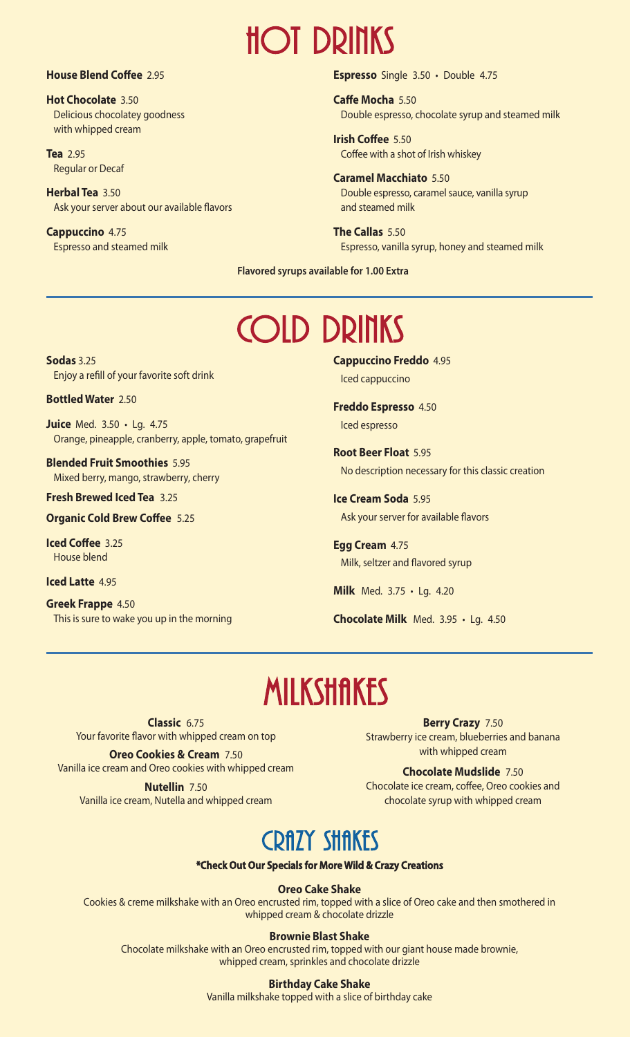# HOT DRINKS

**House Blend Coffee** 2.95

**Hot Chocolate** 3.50
Delicious chocolatey goodness with whipped cream

**Tea** 2.95
Regular or Decaf

**Herbal Tea** 3.50
Ask your server about our available flavors

**Cappuccino** 4.75
Espresso and steamed milk

**Espresso** Single 3.50 • Double 4.75

**Caffe Mocha** 5.50
Double espresso, chocolate syrup and steamed milk

**Irish Coffee** 5.50
Coffee with a shot of Irish whiskey

**Caramel Macchiato** 5.50
Double espresso, caramel sauce, vanilla syrup and steamed milk

**The Callas** 5.50
Espresso, vanilla syrup, honey and steamed milk

**Flavored syrups available for 1.00 Extra**

# COLD DRINKS

**Sodas** 3.25
Enjoy a refill of your favorite soft drink

**Bottled Water** 2.50

**Juice** Med. 3.50 • Lg. 4.75
Orange, pineapple, cranberry, apple, tomato, grapefruit

**Blended Fruit Smoothies** 5.95
Mixed berry, mango, strawberry, cherry

**Fresh Brewed Iced Tea** 3.25

**Organic Cold Brew Coffee** 5.25

**Iced Coffee** 3.25
House blend

**Iced Latte** 4.95

**Greek Frappe** 4.50
This is sure to wake you up in the morning

**Cappuccino Freddo** 4.95
Iced cappuccino

**Freddo Espresso** 4.50
Iced espresso

**Root Beer Float** 5.95
No description necessary for this classic creation

**Ice Cream Soda** 5.95
Ask your server for available flavors

**Egg Cream** 4.75
Milk, seltzer and flavored syrup

**Milk** Med. 3.75 • Lg. 4.20

**Chocolate Milk** Med. 3.95 • Lg. 4.50

# MILKSHAKES

**Classic** 6.75
Your favorite flavor with whipped cream on top

**Oreo Cookies & Cream** 7.50
Vanilla ice cream and Oreo cookies with whipped cream

**Nutellin** 7.50
Vanilla ice cream, Nutella and whipped cream

**Berry Crazy** 7.50
Strawberry ice cream, blueberries and banana with whipped cream

**Chocolate Mudslide** 7.50
Chocolate ice cream, coffee, Oreo cookies and chocolate syrup with whipped cream

## CRAZY SHAKES

**\*Check Out Our Specials for More Wild & Crazy Creations**

**Oreo Cake Shake**
Cookies & creme milkshake with an Oreo encrusted rim, topped with a slice of Oreo cake and then smothered in whipped cream & chocolate drizzle

**Brownie Blast Shake**
Chocolate milkshake with an Oreo encrusted rim, topped with our giant house made brownie, whipped cream, sprinkles and chocolate drizzle

**Birthday Cake Shake**
Vanilla milkshake topped with a slice of birthday cake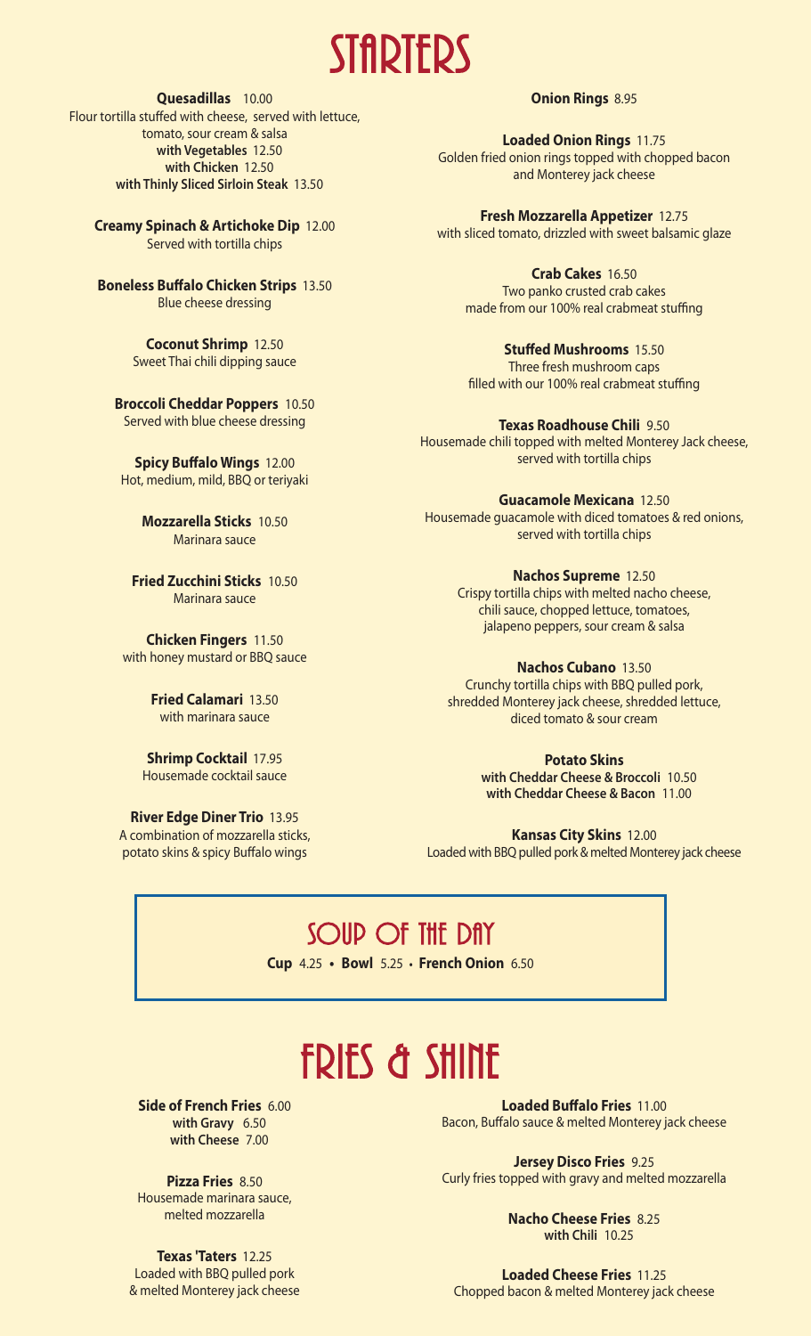# STARTERS

**Quesadillas** 10.00
Flour tortilla stuffed with cheese, served with lettuce, tomato, sour cream & salsa
**with Vegetables** 12.50
**with Chicken** 12.50
**with Thinly Sliced Sirloin Steak** 13.50

**Creamy Spinach & Artichoke Dip** 12.00
Served with tortilla chips

**Boneless Buffalo Chicken Strips** 13.50
Blue cheese dressing

**Coconut Shrimp** 12.50
Sweet Thai chili dipping sauce

**Broccoli Cheddar Poppers** 10.50
Served with blue cheese dressing

**Spicy Buffalo Wings** 12.00
Hot, medium, mild, BBQ or teriyaki

**Mozzarella Sticks** 10.50
Marinara sauce

**Fried Zucchini Sticks** 10.50
Marinara sauce

**Chicken Fingers** 11.50
with honey mustard or BBQ sauce

**Fried Calamari** 13.50
with marinara sauce

**Shrimp Cocktail** 17.95
Housemade cocktail sauce

**River Edge Diner Trio** 13.95
A combination of mozzarella sticks, potato skins & spicy Buffalo wings

**Onion Rings** 8.95

**Loaded Onion Rings** 11.75
Golden fried onion rings topped with chopped bacon and Monterey jack cheese

**Fresh Mozzarella Appetizer** 12.75
with sliced tomato, drizzled with sweet balsamic glaze

**Crab Cakes** 16.50
Two panko crusted crab cakes made from our 100% real crabmeat stuffing

**Stuffed Mushrooms** 15.50
Three fresh mushroom caps filled with our 100% real crabmeat stuffing

**Texas Roadhouse Chili** 9.50
Housemade chili topped with melted Monterey Jack cheese, served with tortilla chips

**Guacamole Mexicana** 12.50
Housemade guacamole with diced tomatoes & red onions, served with tortilla chips

**Nachos Supreme** 12.50
Crispy tortilla chips with melted nacho cheese, chili sauce, chopped lettuce, tomatoes, jalapeno peppers, sour cream & salsa

**Nachos Cubano** 13.50
Crunchy tortilla chips with BBQ pulled pork, shredded Monterey jack cheese, shredded lettuce, diced tomato & sour cream

**Potato Skins**
**with Cheddar Cheese & Broccoli** 10.50
**with Cheddar Cheese & Bacon** 11.00

**Kansas City Skins** 12.00
Loaded with BBQ pulled pork & melted Monterey jack cheese

## SOUP OF THE DAY

**Cup** 4.25 • **Bowl** 5.25 • **French Onion** 6.50

# FRIES & SHINE

**Side of French Fries** 6.00
**with Gravy** 6.50
**with Cheese** 7.00

**Pizza Fries** 8.50
Housemade marinara sauce, melted mozzarella

**Texas 'Taters** 12.25
Loaded with BBQ pulled pork & melted Monterey jack cheese

**Loaded Buffalo Fries** 11.00
Bacon, Buffalo sauce & melted Monterey jack cheese

**Jersey Disco Fries** 9.25
Curly fries topped with gravy and melted mozzarella

**Nacho Cheese Fries** 8.25
**with Chili** 10.25

**Loaded Cheese Fries** 11.25
Chopped bacon & melted Monterey jack cheese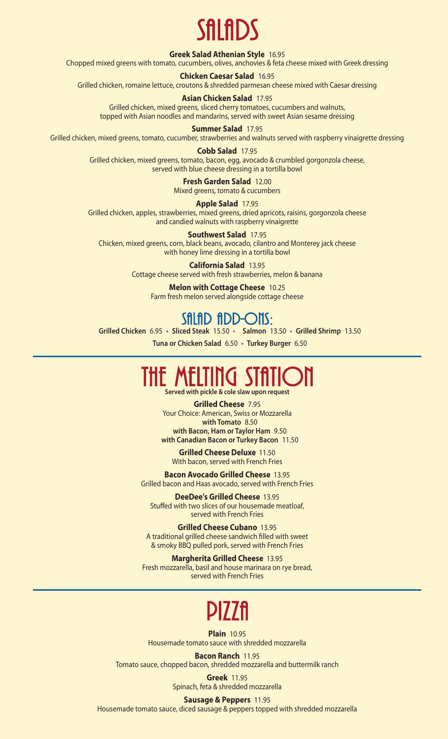# SALADS

**Greek Salad Athenian Style** 16.95
Chopped mixed greens with tomato, cucumbers, olives, anchovies & feta cheese mixed with Greek dressing

**Chicken Caesar Salad** 16.95
Grilled chicken, romaine lettuce, croutons & shredded parmesan cheese mixed with Caesar dressing

**Asian Chicken Salad** 17.95
Grilled chicken, mixed greens, sliced cherry tomatoes, cucumbers and walnuts, topped with Asian noodles and mandarins, served with sweet Asian sesame dressing

**Summer Salad** 17.95
Grilled chicken, mixed greens, tomato, cucumber, strawberries and walnuts served with raspberry vinaigrette dressing

**Cobb Salad** 17.95
Grilled chicken, mixed greens, tomato, bacon, egg, avocado & crumbled gorgonzola cheese, served with blue cheese dressing in a tortilla bowl

**Fresh Garden Salad** 12.00
Mixed greens, tomato & cucumbers

**Apple Salad** 17.95
Grilled chicken, apples, strawberries, mixed greens, dried apricots, raisins, gorgonzola cheese and candied walnuts with raspberry vinaigrette

**Southwest Salad** 17.95
Chicken, mixed greens, corn, black beans, avocado, cilantro and Monterey jack cheese with honey lime dressing in a tortilla bowl

**California Salad** 13.95
Cottage cheese served with fresh strawberries, melon & banana

**Melon with Cottage Cheese** 10.25
Farm fresh melon served alongside cottage cheese

## SALAD ADD-ONS:

**Grilled Chicken** 6.95 • **Sliced Steak** 15.50 • **Salmon** 13.50 • **Grilled Shrimp** 13.50

**Tuna or Chicken Salad** 6.50 • **Turkey Burger** 6.50

# THE MELTING STATION

**Served with pickle & cole slaw upon request**

**Grilled Cheese** 7.95
Your Choice: American, Swiss or Mozzarella
**with Tomato** 8.50
**with Bacon, Ham or Taylor Ham** 9.50
**with Canadian Bacon or Turkey Bacon** 11.50

**Grilled Cheese Deluxe** 11.50
With bacon, served with French Fries

**Bacon Avocado Grilled Cheese** 13.95
Grilled bacon and Haas avocado, served with French Fries

**DeeDee's Grilled Cheese** 13.95
Stuffed with two slices of our housemade meatloaf, served with French Fries

**Grilled Cheese Cubano** 13.95
A traditional grilled cheese sandwich filled with sweet & smoky BBQ pulled pork, served with French Fries

**Margherita Grilled Cheese** 13.95
Fresh mozzarella, basil and house marinara on rye bread, served with French Fries

# PIZZA

**Plain** 10.95
Housemade tomato sauce with shredded mozzarella

**Bacon Ranch** 11.95
Tomato sauce, chopped bacon, shredded mozzarella and buttermilk ranch

**Greek** 11.95
Spinach, feta & shredded mozzarella

**Sausage & Peppers** 11.95
Housemade tomato sauce, diced sausage & peppers topped with shredded mozzarella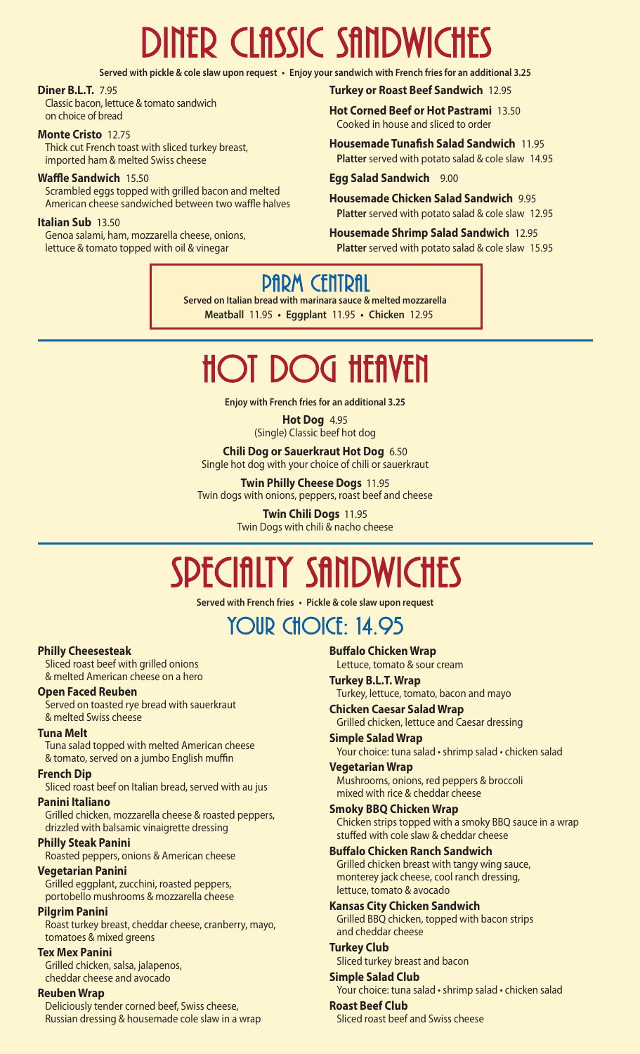# DINER CLASSIC SANDWICHES

**Served with pickle & cole slaw upon request • Enjoy your sandwich with French fries for an additional 3.25**

**Diner B.L.T.** 7.95
Classic bacon, lettuce & tomato sandwich on choice of bread

**Monte Cristo** 12.75
Thick cut French toast with sliced turkey breast, imported ham & melted Swiss cheese

**Waffle Sandwich** 15.50
Scrambled eggs topped with grilled bacon and melted American cheese sandwiched between two waffle halves

**Italian Sub** 13.50
Genoa salami, ham, mozzarella cheese, onions, lettuce & tomato topped with oil & vinegar

**Turkey or Roast Beef Sandwich** 12.95

**Hot Corned Beef or Hot Pastrami** 13.50
Cooked in house and sliced to order

**Housemade Tunafish Salad Sandwich** 11.95
**Platter** served with potato salad & cole slaw 14.95

**Egg Salad Sandwich** 9.00

**Housemade Chicken Salad Sandwich** 9.95
**Platter** served with potato salad & cole slaw 12.95

**Housemade Shrimp Salad Sandwich** 12.95
**Platter** served with potato salad & cole slaw 15.95

## PARM CENTRAL

**Served on Italian bread with marinara sauce & melted mozzarella**
**Meatball** 11.95 • **Eggplant** 11.95 • **Chicken** 12.95

# HOT DOG HEAVEN

**Enjoy with French fries for an additional 3.25**

**Hot Dog** 4.95
(Single) Classic beef hot dog

**Chili Dog or Sauerkraut Hot Dog** 6.50
Single hot dog with your choice of chili or sauerkraut

**Twin Philly Cheese Dogs** 11.95
Twin dogs with onions, peppers, roast beef and cheese

**Twin Chili Dogs** 11.95
Twin Dogs with chili & nacho cheese

# SPECIALTY SANDWICHES

**Served with French fries • Pickle & cole slaw upon request**

## YOUR CHOICE: 14.95

**Philly Cheesesteak**
Sliced roast beef with grilled onions & melted American cheese on a hero

**Open Faced Reuben**
Served on toasted rye bread with sauerkraut & melted Swiss cheese

**Tuna Melt**
Tuna salad topped with melted American cheese & tomato, served on a jumbo English muffin

**French Dip**
Sliced roast beef on Italian bread, served with au jus

**Panini Italiano**
Grilled chicken, mozzarella cheese & roasted peppers, drizzled with balsamic vinaigrette dressing

**Philly Steak Panini**
Roasted peppers, onions & American cheese

**Vegetarian Panini**
Grilled eggplant, zucchini, roasted peppers, portobello mushrooms & mozzarella cheese

**Pilgrim Panini**
Roast turkey breast, cheddar cheese, cranberry, mayo, tomatoes & mixed greens

**Tex Mex Panini**
Grilled chicken, salsa, jalapenos, cheddar cheese and avocado

**Reuben Wrap**
Deliciously tender corned beef, Swiss cheese, Russian dressing & housemade cole slaw in a wrap

**Buffalo Chicken Wrap**
Lettuce, tomato & sour cream

**Turkey B.L.T. Wrap**
Turkey, lettuce, tomato, bacon and mayo

**Chicken Caesar Salad Wrap**
Grilled chicken, lettuce and Caesar dressing

**Simple Salad Wrap**
Your choice: tuna salad • shrimp salad • chicken salad

**Vegetarian Wrap**
Mushrooms, onions, red peppers & broccoli mixed with rice & cheddar cheese

**Smoky BBQ Chicken Wrap**
Chicken strips topped with a smoky BBQ sauce in a wrap stuffed with cole slaw & cheddar cheese

**Buffalo Chicken Ranch Sandwich**
Grilled chicken breast with tangy wing sauce, monterey jack cheese, cool ranch dressing, lettuce, tomato & avocado

**Kansas City Chicken Sandwich**
Grilled BBQ chicken, topped with bacon strips and cheddar cheese

**Turkey Club**
Sliced turkey breast and bacon

**Simple Salad Club**
Your choice: tuna salad • shrimp salad • chicken salad

**Roast Beef Club**
Sliced roast beef and Swiss cheese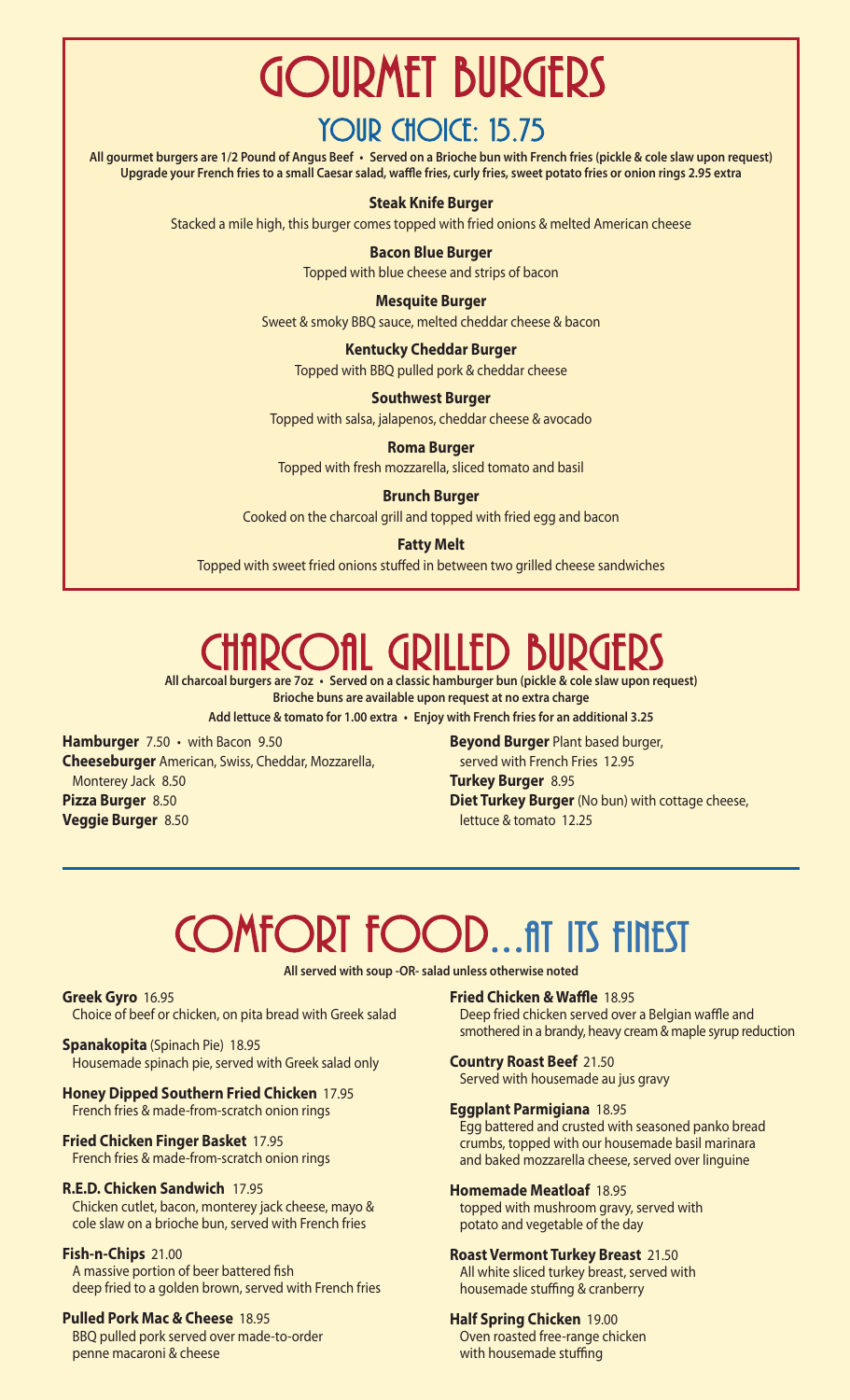# GOURMET BURGERS

## YOUR CHOICE: 15.75

**All gourmet burgers are 1/2 Pound of Angus Beef • Served on a Brioche bun with French fries (pickle & cole slaw upon request)**
**Upgrade your French fries to a small Caesar salad, waffle fries, curly fries, sweet potato fries or onion rings 2.95 extra**

**Steak Knife Burger**
Stacked a mile high, this burger comes topped with fried onions & melted American cheese

**Bacon Blue Burger**
Topped with blue cheese and strips of bacon

**Mesquite Burger**
Sweet & smoky BBQ sauce, melted cheddar cheese & bacon

**Kentucky Cheddar Burger**
Topped with BBQ pulled pork & cheddar cheese

**Southwest Burger**
Topped with salsa, jalapenos, cheddar cheese & avocado

**Roma Burger**
Topped with fresh mozzarella, sliced tomato and basil

**Brunch Burger**
Cooked on the charcoal grill and topped with fried egg and bacon

**Fatty Melt**
Topped with sweet fried onions stuffed in between two grilled cheese sandwiches

# CHARCOAL GRILLED BURGERS

**All charcoal burgers are 7oz • Served on a classic hamburger bun (pickle & cole slaw upon request)**
**Brioche buns are available upon request at no extra charge**
**Add lettuce & tomato for 1.00 extra • Enjoy with French fries for an additional 3.25**

**Hamburger** 7.50 • with Bacon 9.50
**Cheeseburger** American, Swiss, Cheddar, Mozzarella, Monterey Jack 8.50
**Pizza Burger** 8.50
**Veggie Burger** 8.50
**Beyond Burger** Plant based burger, served with French Fries 12.95
**Turkey Burger** 8.95
**Diet Turkey Burger** (No bun) with cottage cheese, lettuce & tomato 12.25

# COMFORT FOOD...AT ITS FINEST

**All served with soup -OR- salad unless otherwise noted**

**Greek Gyro** 16.95
Choice of beef or chicken, on pita bread with Greek salad

**Spanakopita** (Spinach Pie) 18.95
Housemade spinach pie, served with Greek salad only

**Honey Dipped Southern Fried Chicken** 17.95
French fries & made-from-scratch onion rings

**Fried Chicken Finger Basket** 17.95
French fries & made-from-scratch onion rings

**R.E.D. Chicken Sandwich** 17.95
Chicken cutlet, bacon, monterey jack cheese, mayo & cole slaw on a brioche bun, served with French fries

**Fish-n-Chips** 21.00
A massive portion of beer battered fish deep fried to a golden brown, served with French fries

**Pulled Pork Mac & Cheese** 18.95
BBQ pulled pork served over made-to-order penne macaroni & cheese

**Fried Chicken & Waffle** 18.95
Deep fried chicken served over a Belgian waffle and smothered in a brandy, heavy cream & maple syrup reduction

**Country Roast Beef** 21.50
Served with housemade au jus gravy

**Eggplant Parmigiana** 18.95
Egg battered and crusted with seasoned panko bread crumbs, topped with our housemade basil marinara and baked mozzarella cheese, served over linguine

**Homemade Meatloaf** 18.95
topped with mushroom gravy, served with potato and vegetable of the day

**Roast Vermont Turkey Breast** 21.50
All white sliced turkey breast, served with housemade stuffing & cranberry

**Half Spring Chicken** 19.00
Oven roasted free-range chicken with housemade stuffing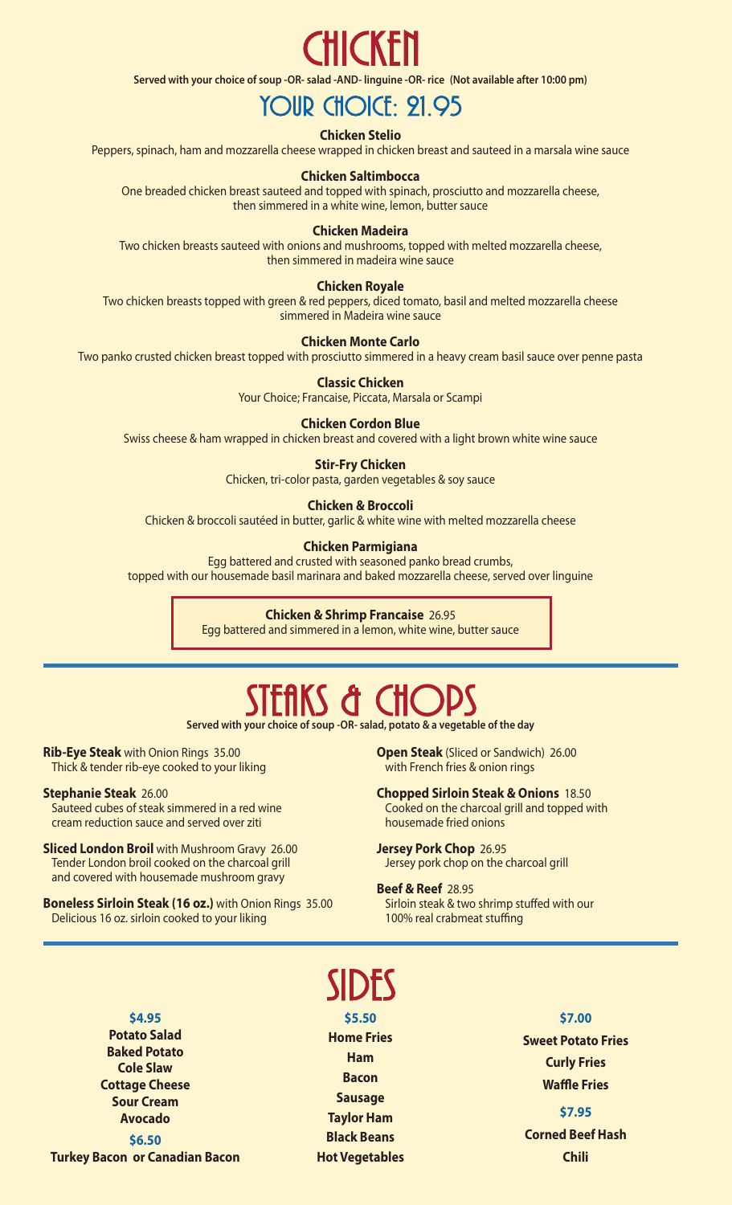# CHICKEN

**Served with your choice of soup -OR- salad -AND- linguine -OR- rice (Not available after 10:00 pm)**

## YOUR CHOICE: 21.95

**Chicken Stelio**
Peppers, spinach, ham and mozzarella cheese wrapped in chicken breast and sauteed in a marsala wine sauce

**Chicken Saltimbocca**
One breaded chicken breast sauteed and topped with spinach, prosciutto and mozzarella cheese, then simmered in a white wine, lemon, butter sauce

**Chicken Madeira**
Two chicken breasts sauteed with onions and mushrooms, topped with melted mozzarella cheese, then simmered in madeira wine sauce

**Chicken Royale**
Two chicken breasts topped with green & red peppers, diced tomato, basil and melted mozzarella cheese simmered in Madeira wine sauce

**Chicken Monte Carlo**
Two panko crusted chicken breast topped with prosciutto simmered in a heavy cream basil sauce over penne pasta

**Classic Chicken**
Your Choice; Francaise, Piccata, Marsala or Scampi

**Chicken Cordon Blue**
Swiss cheese & ham wrapped in chicken breast and covered with a light brown white wine sauce

**Stir-Fry Chicken**
Chicken, tri-color pasta, garden vegetables & soy sauce

**Chicken & Broccoli**
Chicken & broccoli sautéed in butter, garlic & white wine with melted mozzarella cheese

**Chicken Parmigiana**
Egg battered and crusted with seasoned panko bread crumbs, topped with our housemade basil marinara and baked mozzarella cheese, served over linguine

**Chicken & Shrimp Francaise** 26.95
Egg battered and simmered in a lemon, white wine, butter sauce

# STEAKS & CHOPS

**Served with your choice of soup -OR- salad, potato & a vegetable of the day**

**Rib-Eye Steak** with Onion Rings 35.00
Thick & tender rib-eye cooked to your liking

**Stephanie Steak** 26.00
Sauteed cubes of steak simmered in a red wine cream reduction sauce and served over ziti

**Sliced London Broil** with Mushroom Gravy 26.00
Tender London broil cooked on the charcoal grill and covered with housemade mushroom gravy

**Boneless Sirloin Steak (16 oz.)** with Onion Rings 35.00
Delicious 16 oz. sirloin cooked to your liking

**Open Steak** (Sliced or Sandwich) 26.00
with French fries & onion rings

**Chopped Sirloin Steak & Onions** 18.50
Cooked on the charcoal grill and topped with housemade fried onions

**Jersey Pork Chop** 26.95
Jersey pork chop on the charcoal grill

**Beef & Reef** 28.95
Sirloin steak & two shrimp stuffed with our 100% real crabmeat stuffing

# SIDES

**$4.95**
- Potato Salad
- Baked Potato
- Cole Slaw
- Cottage Cheese
- Sour Cream
- Avocado

**$6.50**
- Turkey Bacon or Canadian Bacon

**$5.50**
- Home Fries
- Ham
- Bacon
- Sausage
- Taylor Ham
- Black Beans
- Hot Vegetables

**$7.00**
- Sweet Potato Fries
- Curly Fries
- Waffle Fries

**$7.95**
- Corned Beef Hash
- Chili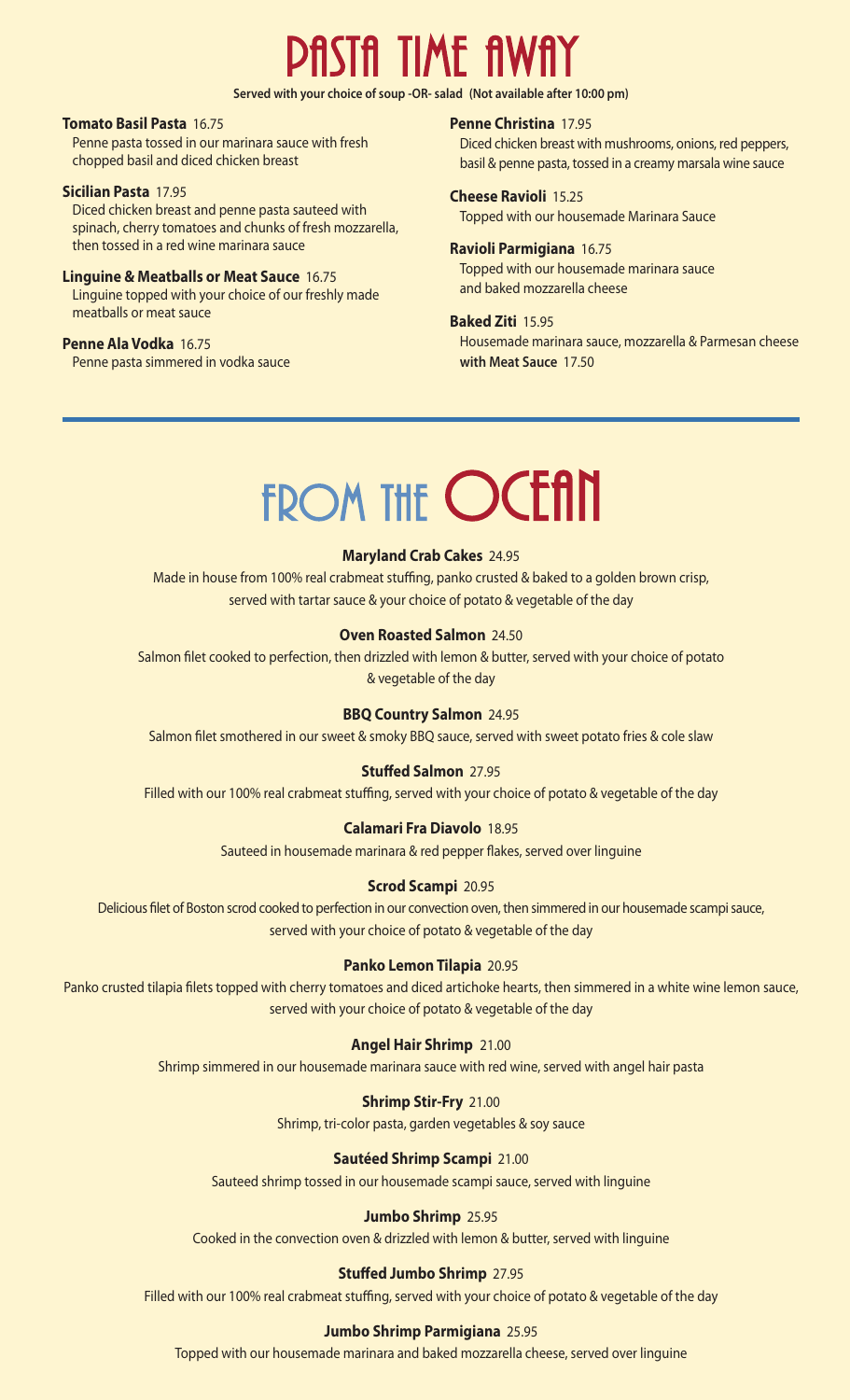# PASTA TIME AWAY

**Served with your choice of soup -OR- salad (Not available after 10:00 pm)**

**Tomato Basil Pasta** 16.75
Penne pasta tossed in our marinara sauce with fresh chopped basil and diced chicken breast

**Sicilian Pasta** 17.95
Diced chicken breast and penne pasta sauteed with spinach, cherry tomatoes and chunks of fresh mozzarella, then tossed in a red wine marinara sauce

**Linguine & Meatballs or Meat Sauce** 16.75
Linguine topped with your choice of our freshly made meatballs or meat sauce

**Penne Ala Vodka** 16.75
Penne pasta simmered in vodka sauce

**Penne Christina** 17.95
Diced chicken breast with mushrooms, onions, red peppers, basil & penne pasta, tossed in a creamy marsala wine sauce

**Cheese Ravioli** 15.25
Topped with our housemade Marinara Sauce

**Ravioli Parmigiana** 16.75
Topped with our housemade marinara sauce and baked mozzarella cheese

**Baked Ziti** 15.95
Housemade marinara sauce, mozzarella & Parmesan cheese
**with Meat Sauce** 17.50

# FROM THE OCEAN

**Maryland Crab Cakes** 24.95
Made in house from 100% real crabmeat stuffing, panko crusted & baked to a golden brown crisp, served with tartar sauce & your choice of potato & vegetable of the day

**Oven Roasted Salmon** 24.50
Salmon filet cooked to perfection, then drizzled with lemon & butter, served with your choice of potato & vegetable of the day

**BBQ Country Salmon** 24.95
Salmon filet smothered in our sweet & smoky BBQ sauce, served with sweet potato fries & cole slaw

**Stuffed Salmon** 27.95
Filled with our 100% real crabmeat stuffing, served with your choice of potato & vegetable of the day

**Calamari Fra Diavolo** 18.95
Sauteed in housemade marinara & red pepper flakes, served over linguine

**Scrod Scampi** 20.95
Delicious filet of Boston scrod cooked to perfection in our convection oven, then simmered in our housemade scampi sauce, served with your choice of potato & vegetable of the day

**Panko Lemon Tilapia** 20.95
Panko crusted tilapia filets topped with cherry tomatoes and diced artichoke hearts, then simmered in a white wine lemon sauce, served with your choice of potato & vegetable of the day

**Angel Hair Shrimp** 21.00
Shrimp simmered in our housemade marinara sauce with red wine, served with angel hair pasta

**Shrimp Stir-Fry** 21.00
Shrimp, tri-color pasta, garden vegetables & soy sauce

**Sautéed Shrimp Scampi** 21.00
Sauteed shrimp tossed in our housemade scampi sauce, served with linguine

**Jumbo Shrimp** 25.95
Cooked in the convection oven & drizzled with lemon & butter, served with linguine

**Stuffed Jumbo Shrimp** 27.95
Filled with our 100% real crabmeat stuffing, served with your choice of potato & vegetable of the day

**Jumbo Shrimp Parmigiana** 25.95
Topped with our housemade marinara and baked mozzarella cheese, served over linguine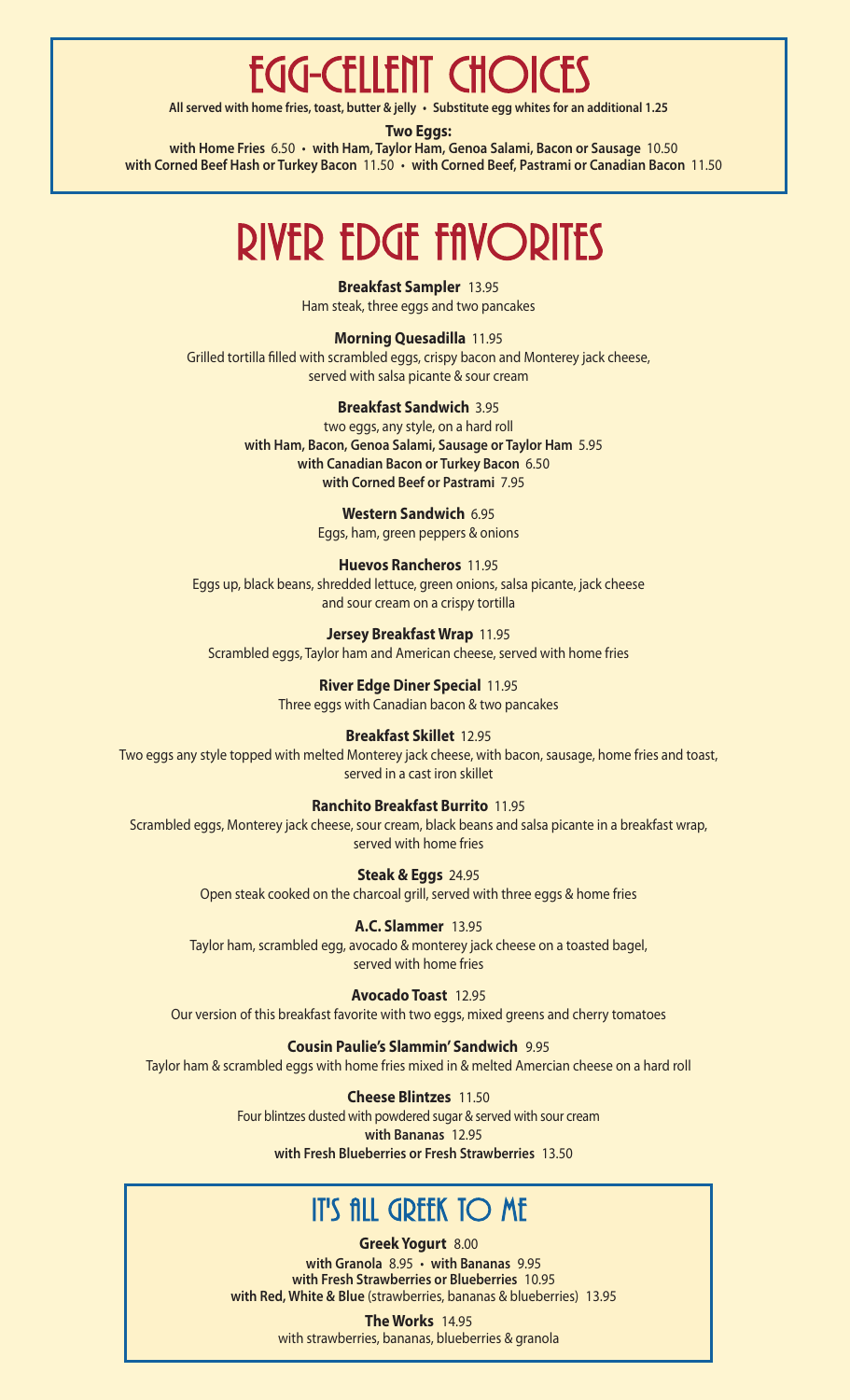# EGG-CELLENT CHOICES

**All served with home fries, toast, butter & jelly • Substitute egg whites for an additional 1.25**

**Two Eggs:**

**with Home Fries** 6.50 • **with Ham, Taylor Ham, Genoa Salami, Bacon or Sausage** 10.50
**with Corned Beef Hash or Turkey Bacon** 11.50 • **with Corned Beef, Pastrami or Canadian Bacon** 11.50

# RIVER EDGE FAVORITES

**Breakfast Sampler** 13.95
Ham steak, three eggs and two pancakes

**Morning Quesadilla** 11.95
Grilled tortilla filled with scrambled eggs, crispy bacon and Monterey jack cheese, served with salsa picante & sour cream

**Breakfast Sandwich** 3.95
two eggs, any style, on a hard roll
**with Ham, Bacon, Genoa Salami, Sausage or Taylor Ham** 5.95
**with Canadian Bacon or Turkey Bacon** 6.50
**with Corned Beef or Pastrami** 7.95

**Western Sandwich** 6.95
Eggs, ham, green peppers & onions

**Huevos Rancheros** 11.95
Eggs up, black beans, shredded lettuce, green onions, salsa picante, jack cheese and sour cream on a crispy tortilla

**Jersey Breakfast Wrap** 11.95
Scrambled eggs, Taylor ham and American cheese, served with home fries

**River Edge Diner Special** 11.95
Three eggs with Canadian bacon & two pancakes

**Breakfast Skillet** 12.95
Two eggs any style topped with melted Monterey jack cheese, with bacon, sausage, home fries and toast, served in a cast iron skillet

**Ranchito Breakfast Burrito** 11.95
Scrambled eggs, Monterey jack cheese, sour cream, black beans and salsa picante in a breakfast wrap, served with home fries

**Steak & Eggs** 24.95
Open steak cooked on the charcoal grill, served with three eggs & home fries

**A.C. Slammer** 13.95
Taylor ham, scrambled egg, avocado & monterey jack cheese on a toasted bagel, served with home fries

**Avocado Toast** 12.95
Our version of this breakfast favorite with two eggs, mixed greens and cherry tomatoes

**Cousin Paulie's Slammin' Sandwich** 9.95
Taylor ham & scrambled eggs with home fries mixed in & melted Amercian cheese on a hard roll

**Cheese Blintzes** 11.50
Four blintzes dusted with powdered sugar & served with sour cream
**with Bananas** 12.95
**with Fresh Blueberries or Fresh Strawberries** 13.50

## IT'S ALL GREEK TO ME

**Greek Yogurt** 8.00
**with Granola** 8.95 • **with Bananas** 9.95
**with Fresh Strawberries or Blueberries** 10.95
**with Red, White & Blue** (strawberries, bananas & blueberries) 13.95

**The Works** 14.95
with strawberries, bananas, blueberries & granola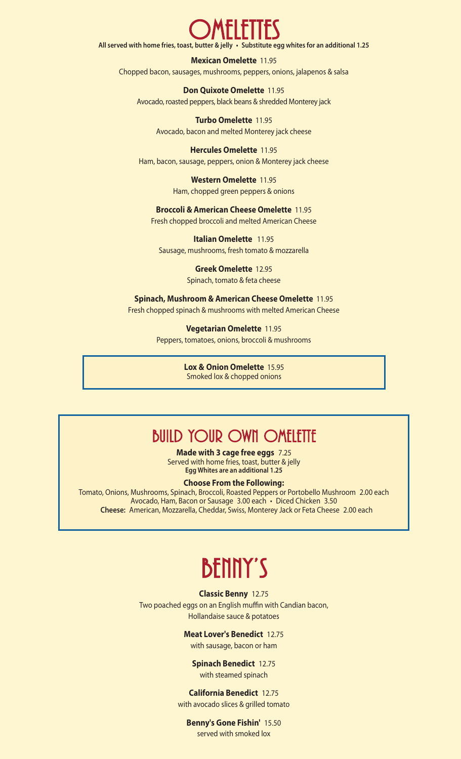# Omelettes

**All served with home fries, toast, butter & jelly • Substitute egg whites for an additional 1.25**

**Mexican Omelette** 11.95
Chopped bacon, sausages, mushrooms, peppers, onions, jalapenos & salsa

**Don Quixote Omelette** 11.95
Avocado, roasted peppers, black beans & shredded Monterey jack

**Turbo Omelette** 11.95
Avocado, bacon and melted Monterey jack cheese

**Hercules Omelette** 11.95
Ham, bacon, sausage, peppers, onion & Monterey jack cheese

**Western Omelette** 11.95
Ham, chopped green peppers & onions

**Broccoli & American Cheese Omelette** 11.95
Fresh chopped broccoli and melted American Cheese

**Italian Omelette** 11.95
Sausage, mushrooms, fresh tomato & mozzarella

**Greek Omelette** 12.95
Spinach, tomato & feta cheese

**Spinach, Mushroom & American Cheese Omelette** 11.95
Fresh chopped spinach & mushrooms with melted American Cheese

**Vegetarian Omelette** 11.95
Peppers, tomatoes, onions, broccoli & mushrooms

**Lox & Onion Omelette** 15.95
Smoked lox & chopped onions

## Build Your Own Omelette

**Made with 3 cage free eggs** 7.25
Served with home fries, toast, butter & jelly
**Egg Whites are an additional 1.25**

**Choose From the Following:**
Tomato, Onions, Mushrooms, Spinach, Broccoli, Roasted Peppers or Portobello Mushroom 2.00 each
Avocado, Ham, Bacon or Sausage 3.00 each • Diced Chicken 3.50
**Cheese:** American, Mozzarella, Cheddar, Swiss, Monterey Jack or Feta Cheese 2.00 each

# Benny's

**Classic Benny** 12.75
Two poached eggs on an English muffin with Candian bacon, Hollandaise sauce & potatoes

**Meat Lover's Benedict** 12.75
with sausage, bacon or ham

**Spinach Benedict** 12.75
with steamed spinach

**California Benedict** 12.75
with avocado slices & grilled tomato

**Benny's Gone Fishin'** 15.50
served with smoked lox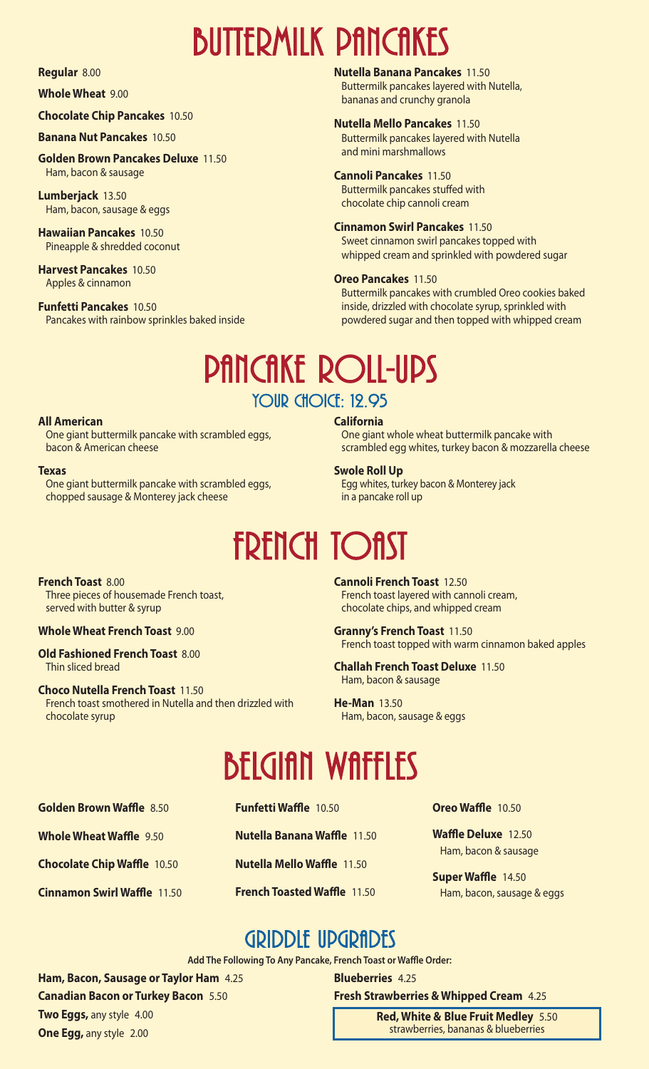# BUTTERMILK PANCAKES

**Regular** 8.00

**Whole Wheat** 9.00

**Chocolate Chip Pancakes** 10.50

**Banana Nut Pancakes** 10.50

**Golden Brown Pancakes Deluxe** 11.50
Ham, bacon & sausage

**Lumberjack** 13.50
Ham, bacon, sausage & eggs

**Hawaiian Pancakes** 10.50
Pineapple & shredded coconut

**Harvest Pancakes** 10.50
Apples & cinnamon

**Funfetti Pancakes** 10.50
Pancakes with rainbow sprinkles baked inside

**Nutella Banana Pancakes** 11.50
Buttermilk pancakes layered with Nutella, bananas and crunchy granola

**Nutella Mello Pancakes** 11.50
Buttermilk pancakes layered with Nutella and mini marshmallows

**Cannoli Pancakes** 11.50
Buttermilk pancakes stuffed with chocolate chip cannoli cream

**Cinnamon Swirl Pancakes** 11.50
Sweet cinnamon swirl pancakes topped with whipped cream and sprinkled with powdered sugar

**Oreo Pancakes** 11.50
Buttermilk pancakes with crumbled Oreo cookies baked inside, drizzled with chocolate syrup, sprinkled with powdered sugar and then topped with whipped cream

# PANCAKE ROLL-UPS

## YOUR CHOICE: 12.95

**All American**
One giant buttermilk pancake with scrambled eggs, bacon & American cheese

**Texas**
One giant buttermilk pancake with scrambled eggs, chopped sausage & Monterey jack cheese

**California**
One giant whole wheat buttermilk pancake with scrambled egg whites, turkey bacon & mozzarella cheese

**Swole Roll Up**
Egg whites, turkey bacon & Monterey jack in a pancake roll up

# FRENCH TOAST

**French Toast** 8.00
Three pieces of housemade French toast, served with butter & syrup

**Whole Wheat French Toast** 9.00

**Old Fashioned French Toast** 8.00
Thin sliced bread

**Choco Nutella French Toast** 11.50
French toast smothered in Nutella and then drizzled with chocolate syrup

**Cannoli French Toast** 12.50
French toast layered with cannoli cream, chocolate chips, and whipped cream

**Granny's French Toast** 11.50
French toast topped with warm cinnamon baked apples

**Challah French Toast Deluxe** 11.50
Ham, bacon & sausage

**He-Man** 13.50
Ham, bacon, sausage & eggs

# BELGIAN WAFFLES

**Golden Brown Waffle** 8.50

**Whole Wheat Waffle** 9.50

**Chocolate Chip Waffle** 10.50

**Cinnamon Swirl Waffle** 11.50

**Funfetti Waffle** 10.50

**Nutella Banana Waffle** 11.50

**Nutella Mello Waffle** 11.50

**French Toasted Waffle** 11.50

**Oreo Waffle** 10.50

**Waffle Deluxe** 12.50
Ham, bacon & sausage

**Super Waffle** 14.50
Ham, bacon, sausage & eggs

## GRIDDLE UPGRADES

**Add The Following To Any Pancake, French Toast or Waffle Order:**

**Ham, Bacon, Sausage or Taylor Ham** 4.25

**Canadian Bacon or Turkey Bacon** 5.50

**Two Eggs,** any style 4.00

**One Egg,** any style 2.00

**Blueberries** 4.25

**Fresh Strawberries & Whipped Cream** 4.25

**Red, White & Blue Fruit Medley** 5.50
strawberries, bananas & blueberries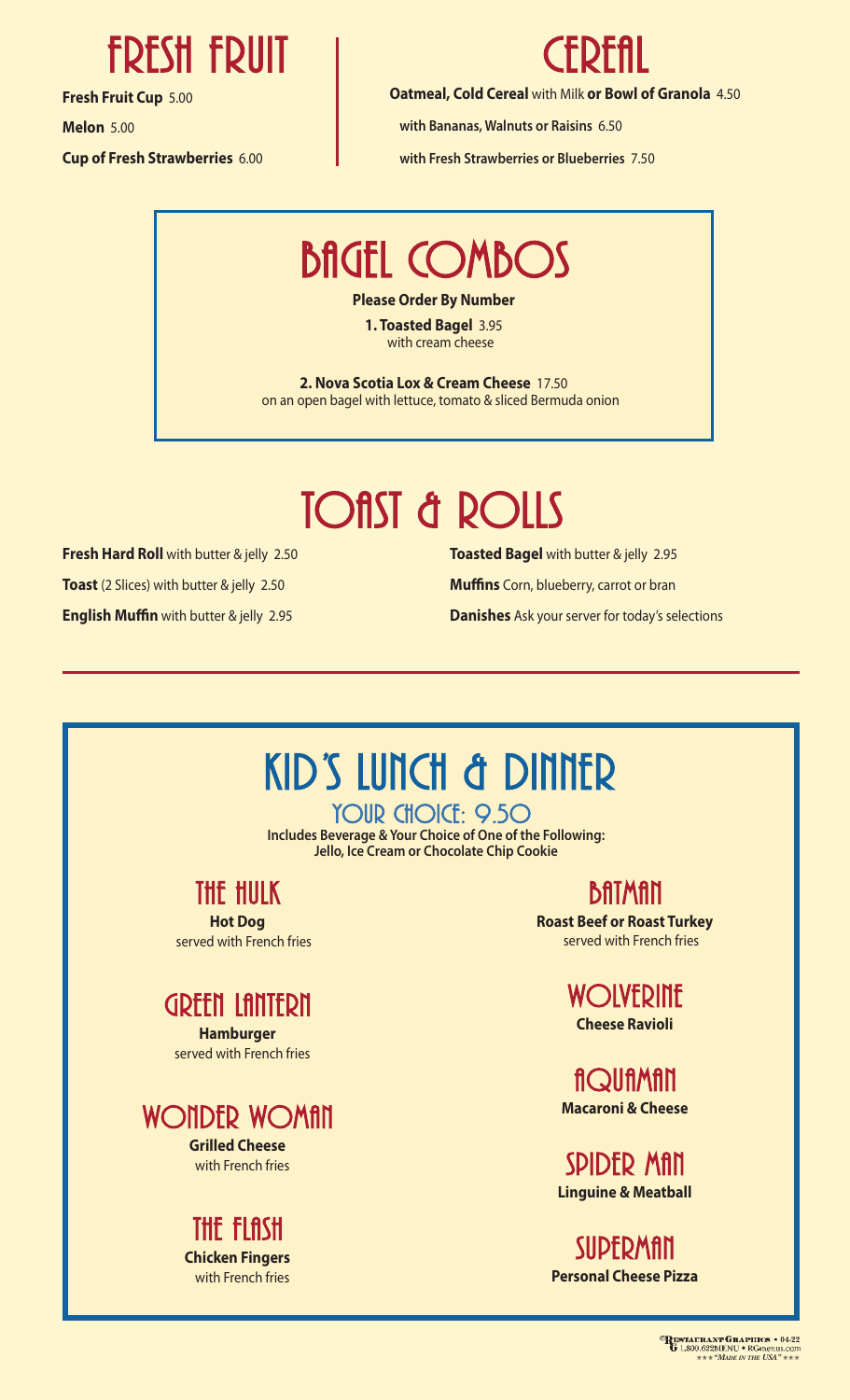# FRESH FRUIT

**Fresh Fruit Cup** 5.00

**Melon** 5.00

**Cup of Fresh Strawberries** 6.00

# CEREAL

**Oatmeal, Cold Cereal** with Milk **or Bowl of Granola** 4.50

**with Bananas, Walnuts or Raisins** 6.50

**with Fresh Strawberries or Blueberries** 7.50

# BAGEL COMBOS

**Please Order By Number**

**1. Toasted Bagel** 3.95
with cream cheese

**2. Nova Scotia Lox & Cream Cheese** 17.50
on an open bagel with lettuce, tomato & sliced Bermuda onion

# TOAST & ROLLS

**Fresh Hard Roll** with butter & jelly 2.50

**Toast** (2 Slices) with butter & jelly 2.50

**English Muffin** with butter & jelly 2.95

**Toasted Bagel** with butter & jelly 2.95

**Muffins** Corn, blueberry, carrot or bran

**Danishes** Ask your server for today's selections

# KID'S LUNCH & DINNER

## YOUR CHOICE: 9.50

**Includes Beverage & Your Choice of One of the Following: Jello, Ice Cream or Chocolate Chip Cookie**

### THE HULK

**Hot Dog**
served with French fries

### GREEN LANTERN

**Hamburger**
served with French fries

### WONDER WOMAN

**Grilled Cheese**
with French fries

### THE FLASH

**Chicken Fingers**
with French fries

### BATMAN

**Roast Beef or Roast Turkey**
served with French fries

### WOLVERINE

**Cheese Ravioli**

### AQUAMAN

**Macaroni & Cheese**

### SPIDER MAN

**Linguine & Meatball**

### SUPERMAN

**Personal Cheese Pizza**

©RestaurantGraphics • 04-22
1.800.622MENU • RGmenus.com
★★★"Made in the USA"★★★